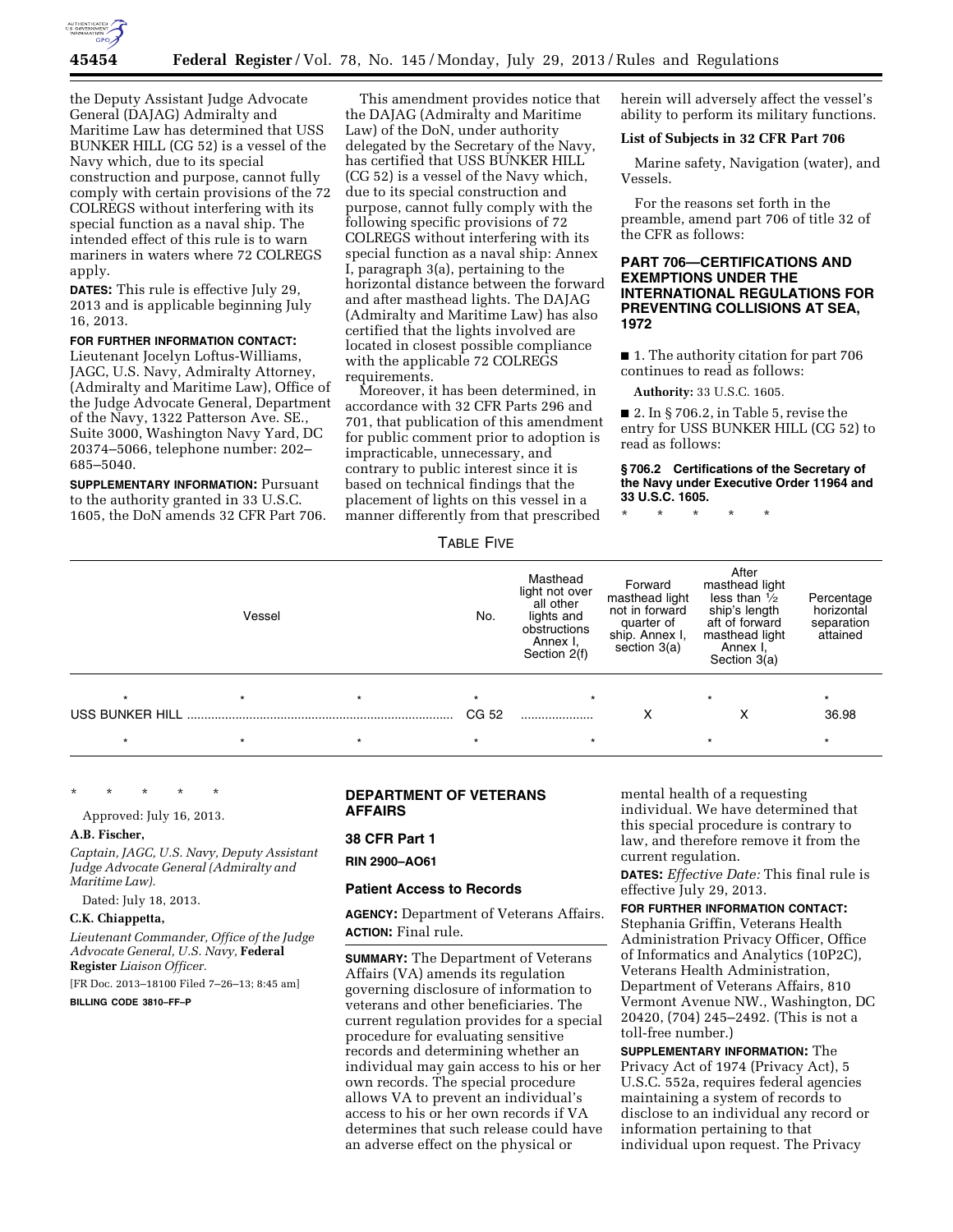the Deputy Assistant Judge Advocate General (DAJAG) Admiralty and Maritime Law has determined that USS BUNKER HILL (CG 52) is a vessel of the Navy which, due to its special construction and purpose, cannot fully comply with certain provisions of the 72 COLREGS without interfering with its special function as a naval ship. The intended effect of this rule is to warn mariners in waters where 72 COLREGS apply.

**DATES:** This rule is effective July 29, 2013 and is applicable beginning July 16, 2013.

**FOR FURTHER INFORMATION CONTACT:** Lieutenant Jocelyn Loftus-Williams, JAGC, U.S. Navy, Admiralty Attorney, (Admiralty and Maritime Law), Office of the Judge Advocate General, Department of the Navy, 1322 Patterson Ave. SE., Suite 3000, Washington Navy Yard, DC 20374–5066, telephone number: 202–685–5040.

**SUPPLEMENTARY INFORMATION:** Pursuant to the authority granted in 33 U.S.C. 1605, the DoN amends 32 CFR Part 706.

This amendment provides notice that the DAJAG (Admiralty and Maritime Law) of the DoN, under authority delegated by the Secretary of the Navy, has certified that USS BUNKER HILL (CG 52) is a vessel of the Navy which, due to its special construction and purpose, cannot fully comply with the following specific provisions of 72 COLREGS without interfering with its special function as a naval ship: Annex I, paragraph 3(a), pertaining to the horizontal distance between the forward and after masthead lights. The DAJAG (Admiralty and Maritime Law) has also certified that the lights involved are located in closest possible compliance with the applicable 72 COLREGS requirements.

Moreover, it has been determined, in accordance with 32 CFR Parts 296 and 701, that publication of this amendment for public comment prior to adoption is impracticable, unnecessary, and contrary to public interest since it is based on technical findings that the placement of lights on this vessel in a manner differently from that prescribed herein will adversely affect the vessel's ability to perform its military functions.

**List of Subjects in 32 CFR Part 706**

Marine safety, Navigation (water), and Vessels.

For the reasons set forth in the preamble, amend part 706 of title 32 of the CFR as follows:

**PART 706—CERTIFICATIONS AND EXEMPTIONS UNDER THE INTERNATIONAL REGULATIONS FOR PREVENTING COLLISIONS AT SEA, 1972**

■ 1. The authority citation for part 706 continues to read as follows:

**Authority:** 33 U.S.C. 1605.

■ 2. In § 706.2, in Table 5, revise the entry for USS BUNKER HILL (CG 52) to read as follows:

**§ 706.2 Certifications of the Secretary of the Navy under Executive Order 11964 and 33 U.S.C. 1605.**

\* \* \* \* \*

TABLE FIVE

| Vessel | No. | Masthead light not over all other lights and obstructions Annex I, Section 2(f) | Forward masthead light not in forward quarter of ship. Annex I, section 3(a) | After masthead light less than ½ ship's length aft of forward masthead light Annex I, Section 3(a) | Percentage horizontal separation attained |
|---|---|---|---|---|---|
| * * * | * | * | | * | * |
| USS BUNKER HILL | CG 52 | | X | X | 36.98 |
| * * * | * | * | | * | * |

\* \* \* \* \*

Approved: July 16, 2013.

**A.B. Fischer,**

*Captain, JAGC, U.S. Navy, Deputy Assistant Judge Advocate General (Admiralty and Maritime Law).*

Dated: July 18, 2013.

**C.K. Chiappetta,**

*Lieutenant Commander, Office of the Judge Advocate General, U.S. Navy,* **Federal Register** *Liaison Officer.*

[FR Doc. 2013–18100 Filed 7–26–13; 8:45 am]

**BILLING CODE 3810–FF–P**

## DEPARTMENT OF VETERANS AFFAIRS

### 38 CFR Part 1

**RIN 2900–AO61**

### Patient Access to Records

**AGENCY:** Department of Veterans Affairs.

**ACTION:** Final rule.

**SUMMARY:** The Department of Veterans Affairs (VA) amends its regulation governing disclosure of information to veterans and other beneficiaries. The current regulation provides for a special procedure for evaluating sensitive records and determining whether an individual may gain access to his or her own records. The special procedure allows VA to prevent an individual's access to his or her own records if VA determines that such release could have an adverse effect on the physical or mental health of a requesting individual. We have determined that this special procedure is contrary to law, and therefore remove it from the current regulation.

**DATES:** *Effective Date:* This final rule is effective July 29, 2013.

**FOR FURTHER INFORMATION CONTACT:** Stephania Griffin, Veterans Health Administration Privacy Officer, Office of Informatics and Analytics (10P2C), Veterans Health Administration, Department of Veterans Affairs, 810 Vermont Avenue NW., Washington, DC 20420, (704) 245–2492. (This is not a toll-free number.)

**SUPPLEMENTARY INFORMATION:** The Privacy Act of 1974 (Privacy Act), 5 U.S.C. 552a, requires federal agencies maintaining a system of records to disclose to an individual any record or information pertaining to that individual upon request. The Privacy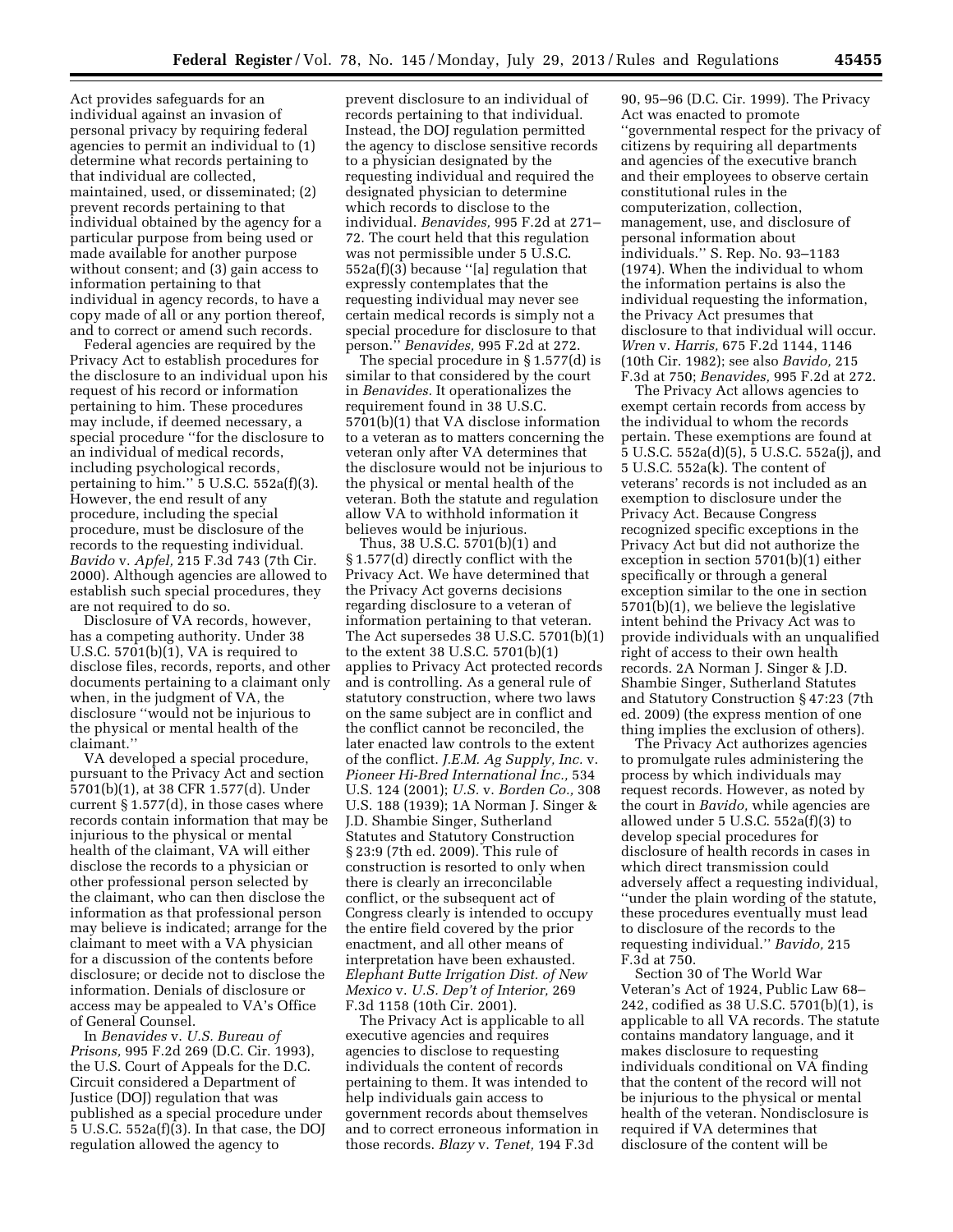Act provides safeguards for an individual against an invasion of personal privacy by requiring federal agencies to permit an individual to (1) determine what records pertaining to that individual are collected, maintained, used, or disseminated; (2) prevent records pertaining to that individual obtained by the agency for a particular purpose from being used or made available for another purpose without consent; and (3) gain access to information pertaining to that individual in agency records, to have a copy made of all or any portion thereof, and to correct or amend such records.

Federal agencies are required by the Privacy Act to establish procedures for the disclosure to an individual upon his request of his record or information pertaining to him. These procedures may include, if deemed necessary, a special procedure "for the disclosure to an individual of medical records, including psychological records, pertaining to him." 5 U.S.C. 552a(f)(3). However, the end result of any procedure, including the special procedure, must be disclosure of the records to the requesting individual. *Bavido* v. *Apfel,* 215 F.3d 743 (7th Cir. 2000). Although agencies are allowed to establish such special procedures, they are not required to do so.

Disclosure of VA records, however, has a competing authority. Under 38 U.S.C. 5701(b)(1), VA is required to disclose files, records, reports, and other documents pertaining to a claimant only when, in the judgment of VA, the disclosure "would not be injurious to the physical or mental health of the claimant."

VA developed a special procedure, pursuant to the Privacy Act and section 5701(b)(1), at 38 CFR 1.577(d). Under current § 1.577(d), in those cases where records contain information that may be injurious to the physical or mental health of the claimant, VA will either disclose the records to a physician or other professional person selected by the claimant, who can then disclose the information as that professional person may believe is indicated; arrange for the claimant to meet with a VA physician for a discussion of the contents before disclosure; or decide not to disclose the information. Denials of disclosure or access may be appealed to VA's Office of General Counsel.

In *Benavides* v. *U.S. Bureau of Prisons,* 995 F.2d 269 (D.C. Cir. 1993), the U.S. Court of Appeals for the D.C. Circuit considered a Department of Justice (DOJ) regulation that was published as a special procedure under 5 U.S.C. 552a(f)(3). In that case, the DOJ regulation allowed the agency to prevent disclosure to an individual of records pertaining to that individual. Instead, the DOJ regulation permitted the agency to disclose sensitive records to a physician designated by the requesting individual and required the designated physician to determine which records to disclose to the individual. *Benavides,* 995 F.2d at 271–72. The court held that this regulation was not permissible under 5 U.S.C. 552a(f)(3) because "[a] regulation that expressly contemplates that the requesting individual may never see certain medical records is simply not a special procedure for disclosure to that person." *Benavides,* 995 F.2d at 272.

The special procedure in § 1.577(d) is similar to that considered by the court in *Benavides.* It operationalizes the requirement found in 38 U.S.C. 5701(b)(1) that VA disclose information to a veteran as to matters concerning the veteran only after VA determines that the disclosure would not be injurious to the physical or mental health of the veteran. Both the statute and regulation allow VA to withhold information it believes would be injurious.

Thus, 38 U.S.C. 5701(b)(1) and § 1.577(d) directly conflict with the Privacy Act. We have determined that the Privacy Act governs decisions regarding disclosure to a veteran of information pertaining to that veteran. The Act supersedes 38 U.S.C. 5701(b)(1) to the extent 38 U.S.C. 5701(b)(1) applies to Privacy Act protected records and is controlling. As a general rule of statutory construction, where two laws on the same subject are in conflict and the conflict cannot be reconciled, the later enacted law controls to the extent of the conflict. *J.E.M. Ag Supply, Inc.* v. *Pioneer Hi-Bred International Inc.,* 534 U.S. 124 (2001); *U.S.* v. *Borden Co.,* 308 U.S. 188 (1939); 1A Norman J. Singer & J.D. Shambie Singer, Sutherland Statutes and Statutory Construction § 23:9 (7th ed. 2009). This rule of construction is resorted to only when there is clearly an irreconcilable conflict, or the subsequent act of Congress clearly is intended to occupy the entire field covered by the prior enactment, and all other means of interpretation have been exhausted. *Elephant Butte Irrigation Dist. of New Mexico* v. *U.S. Dep't of Interior,* 269 F.3d 1158 (10th Cir. 2001).

The Privacy Act is applicable to all executive agencies and requires agencies to disclose to requesting individuals the content of records pertaining to them. It was intended to help individuals gain access to government records about themselves and to correct erroneous information in those records. *Blazy* v. *Tenet,* 194 F.3d 90, 95–96 (D.C. Cir. 1999). The Privacy Act was enacted to promote "governmental respect for the privacy of citizens by requiring all departments and agencies of the executive branch and their employees to observe certain constitutional rules in the computerization, collection, management, use, and disclosure of personal information about individuals." S. Rep. No. 93–1183 (1974). When the individual to whom the information pertains is also the individual requesting the information, the Privacy Act presumes that disclosure to that individual will occur. *Wren* v. *Harris,* 675 F.2d 1144, 1146 (10th Cir. 1982); see also *Bavido,* 215 F.3d at 750; *Benavides,* 995 F.2d at 272.

The Privacy Act allows agencies to exempt certain records from access by the individual to whom the records pertain. These exemptions are found at 5 U.S.C. 552a(d)(5), 5 U.S.C. 552a(j), and 5 U.S.C. 552a(k). The content of veterans' records is not included as an exemption to disclosure under the Privacy Act. Because Congress recognized specific exceptions in the Privacy Act but did not authorize the exception in section 5701(b)(1) either specifically or through a general exception similar to the one in section 5701(b)(1), we believe the legislative intent behind the Privacy Act was to provide individuals with an unqualified right of access to their own health records. 2A Norman J. Singer & J.D. Shambie Singer, Sutherland Statutes and Statutory Construction § 47:23 (7th ed. 2009) (the express mention of one thing implies the exclusion of others).

The Privacy Act authorizes agencies to promulgate rules administering the process by which individuals may request records. However, as noted by the court in *Bavido,* while agencies are allowed under 5 U.S.C. 552a(f)(3) to develop special procedures for disclosure of health records in cases in which direct transmission could adversely affect a requesting individual, "under the plain wording of the statute, these procedures eventually must lead to disclosure of the records to the requesting individual." *Bavido,* 215 F.3d at 750.

Section 30 of The World War Veteran's Act of 1924, Public Law 68–242, codified as 38 U.S.C. 5701(b)(1), is applicable to all VA records. The statute contains mandatory language, and it makes disclosure to requesting individuals conditional on VA finding that the content of the record will not be injurious to the physical or mental health of the veteran. Nondisclosure is required if VA determines that disclosure of the content will be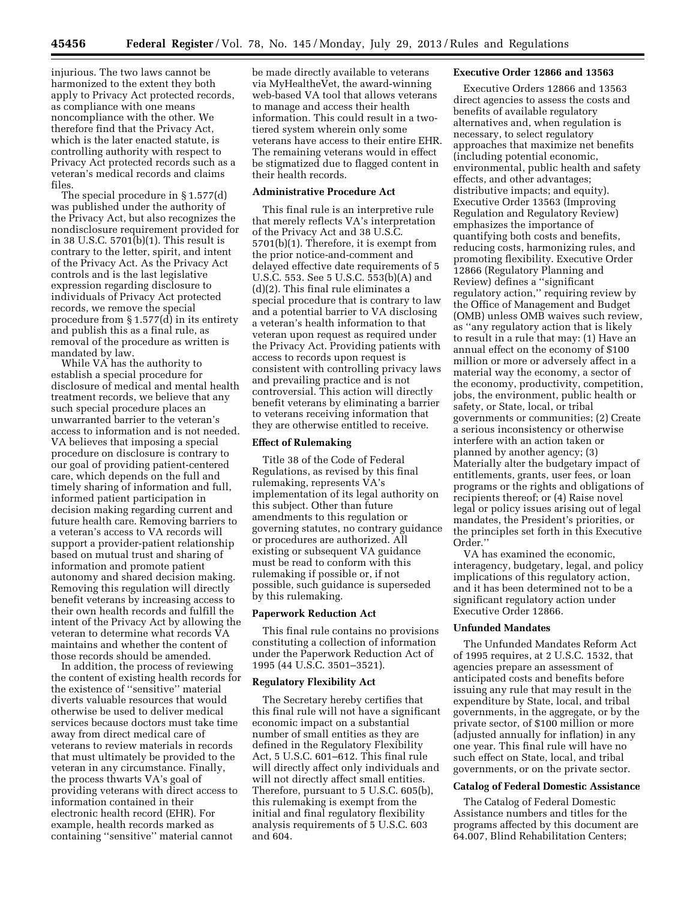injurious. The two laws cannot be harmonized to the extent they both apply to Privacy Act protected records, as compliance with one means noncompliance with the other. We therefore find that the Privacy Act, which is the later enacted statute, is controlling authority with respect to Privacy Act protected records such as a veteran's medical records and claims files.

The special procedure in § 1.577(d) was published under the authority of the Privacy Act, but also recognizes the nondisclosure requirement provided for in 38 U.S.C. 5701(b)(1). This result is contrary to the letter, spirit, and intent of the Privacy Act. As the Privacy Act controls and is the last legislative expression regarding disclosure to individuals of Privacy Act protected records, we remove the special procedure from § 1.577(d) in its entirety and publish this as a final rule, as removal of the procedure as written is mandated by law.

While VA has the authority to establish a special procedure for disclosure of medical and mental health treatment records, we believe that any such special procedure places an unwarranted barrier to the veteran's access to information and is not needed. VA believes that imposing a special procedure on disclosure is contrary to our goal of providing patient-centered care, which depends on the full and timely sharing of information and full, informed patient participation in decision making regarding current and future health care. Removing barriers to a veteran's access to VA records will support a provider-patient relationship based on mutual trust and sharing of information and promote patient autonomy and shared decision making. Removing this regulation will directly benefit veterans by increasing access to their own health records and fulfill the intent of the Privacy Act by allowing the veteran to determine what records VA maintains and whether the content of those records should be amended.

In addition, the process of reviewing the content of existing health records for the existence of ''sensitive'' material diverts valuable resources that would otherwise be used to deliver medical services because doctors must take time away from direct medical care of veterans to review materials in records that must ultimately be provided to the veteran in any circumstance. Finally, the process thwarts VA's goal of providing veterans with direct access to information contained in their electronic health record (EHR). For example, health records marked as containing ''sensitive'' material cannot be made directly available to veterans via MyHealtheVet, the award-winning web-based VA tool that allows veterans to manage and access their health information. This could result in a two-tiered system wherein only some veterans have access to their entire EHR. The remaining veterans would in effect be stigmatized due to flagged content in their health records.

## Administrative Procedure Act

This final rule is an interpretive rule that merely reflects VA's interpretation of the Privacy Act and 38 U.S.C. 5701(b)(1). Therefore, it is exempt from the prior notice-and-comment and delayed effective date requirements of 5 U.S.C. 553. See 5 U.S.C. 553(b)(A) and (d)(2). This final rule eliminates a special procedure that is contrary to law and a potential barrier to VA disclosing a veteran's health information to that veteran upon request as required under the Privacy Act. Providing patients with access to records upon request is consistent with controlling privacy laws and prevailing practice and is not controversial. This action will directly benefit veterans by eliminating a barrier to veterans receiving information that they are otherwise entitled to receive.

## Effect of Rulemaking

Title 38 of the Code of Federal Regulations, as revised by this final rulemaking, represents VA's implementation of its legal authority on this subject. Other than future amendments to this regulation or governing statutes, no contrary guidance or procedures are authorized. All existing or subsequent VA guidance must be read to conform with this rulemaking if possible or, if not possible, such guidance is superseded by this rulemaking.

## Paperwork Reduction Act

This final rule contains no provisions constituting a collection of information under the Paperwork Reduction Act of 1995 (44 U.S.C. 3501–3521).

## Regulatory Flexibility Act

The Secretary hereby certifies that this final rule will not have a significant economic impact on a substantial number of small entities as they are defined in the Regulatory Flexibility Act, 5 U.S.C. 601–612. This final rule will directly affect only individuals and will not directly affect small entities. Therefore, pursuant to 5 U.S.C. 605(b), this rulemaking is exempt from the initial and final regulatory flexibility analysis requirements of 5 U.S.C. 603 and 604.

## Executive Order 12866 and 13563

Executive Orders 12866 and 13563 direct agencies to assess the costs and benefits of available regulatory alternatives and, when regulation is necessary, to select regulatory approaches that maximize net benefits (including potential economic, environmental, public health and safety effects, and other advantages; distributive impacts; and equity). Executive Order 13563 (Improving Regulation and Regulatory Review) emphasizes the importance of quantifying both costs and benefits, reducing costs, harmonizing rules, and promoting flexibility. Executive Order 12866 (Regulatory Planning and Review) defines a ''significant regulatory action,'' requiring review by the Office of Management and Budget (OMB) unless OMB waives such review, as ''any regulatory action that is likely to result in a rule that may: (1) Have an annual effect on the economy of $100 million or more or adversely affect in a material way the economy, a sector of the economy, productivity, competition, jobs, the environment, public health or safety, or State, local, or tribal governments or communities; (2) Create a serious inconsistency or otherwise interfere with an action taken or planned by another agency; (3) Materially alter the budgetary impact of entitlements, grants, user fees, or loan programs or the rights and obligations of recipients thereof; or (4) Raise novel legal or policy issues arising out of legal mandates, the President's priorities, or the principles set forth in this Executive Order.''

VA has examined the economic, interagency, budgetary, legal, and policy implications of this regulatory action, and it has been determined not to be a significant regulatory action under Executive Order 12866.

## Unfunded Mandates

The Unfunded Mandates Reform Act of 1995 requires, at 2 U.S.C. 1532, that agencies prepare an assessment of anticipated costs and benefits before issuing any rule that may result in the expenditure by State, local, and tribal governments, in the aggregate, or by the private sector, of $100 million or more (adjusted annually for inflation) in any one year. This final rule will have no such effect on State, local, and tribal governments, or on the private sector.

## Catalog of Federal Domestic Assistance

The Catalog of Federal Domestic Assistance numbers and titles for the programs affected by this document are 64.007, Blind Rehabilitation Centers;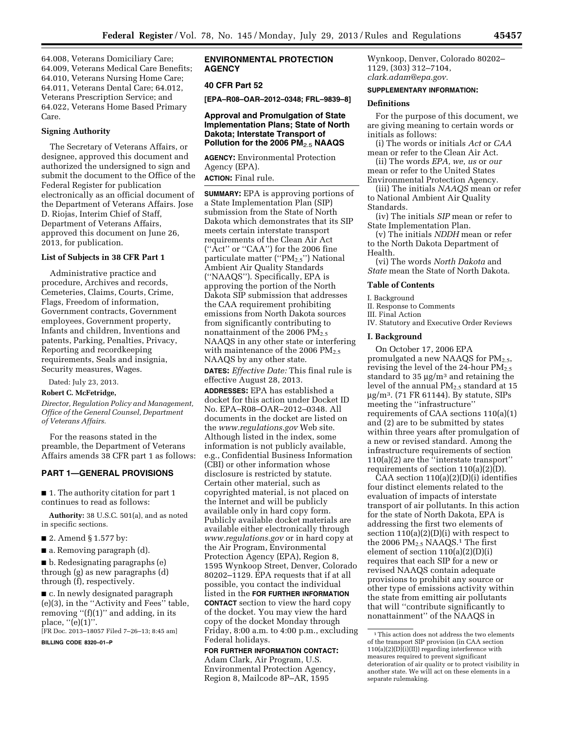64.008, Veterans Domiciliary Care; 64.009, Veterans Medical Care Benefits; 64.010, Veterans Nursing Home Care; 64.011, Veterans Dental Care; 64.012, Veterans Prescription Service; and 64.022, Veterans Home Based Primary Care.

### Signing Authority

The Secretary of Veterans Affairs, or designee, approved this document and authorized the undersigned to sign and submit the document to the Office of the Federal Register for publication electronically as an official document of the Department of Veterans Affairs. Jose D. Riojas, Interim Chief of Staff, Department of Veterans Affairs, approved this document on June 26, 2013, for publication.

### List of Subjects in 38 CFR Part 1

Administrative practice and procedure, Archives and records, Cemeteries, Claims, Courts, Crime, Flags, Freedom of information, Government contracts, Government employees, Government property, Infants and children, Inventions and patents, Parking, Penalties, Privacy, Reporting and recordkeeping requirements, Seals and insignia, Security measures, Wages.

Dated: July 23, 2013.

**Robert C. McFetridge,**

*Director, Regulation Policy and Management, Office of the General Counsel, Department of Veterans Affairs.*

For the reasons stated in the preamble, the Department of Veterans Affairs amends 38 CFR part 1 as follows:

## PART 1—GENERAL PROVISIONS

■ 1. The authority citation for part 1 continues to read as follows:

**Authority:** 38 U.S.C. 501(a), and as noted in specific sections.

■ 2. Amend § 1.577 by:

■ a. Removing paragraph (d).

■ b. Redesignating paragraphs (e) through (g) as new paragraphs (d) through (f), respectively.

■ c. In newly designated paragraph (e)(3), in the ''Activity and Fees'' table, removing ''(f)(1)'' and adding, in its place, ''(e)(1)''.

[FR Doc. 2013–18057 Filed 7–26–13; 8:45 am]

**BILLING CODE 8320–01–P**

## ENVIRONMENTAL PROTECTION AGENCY

### 40 CFR Part 52

**[EPA–R08–OAR–2012–0348; FRL–9839–8]**

### Approval and Promulgation of State Implementation Plans; State of North Dakota; Interstate Transport of Pollution for the 2006 $PM_{2.5}$ NAAQS

**AGENCY:** Environmental Protection Agency (EPA).

**ACTION:** Final rule.

**SUMMARY:** EPA is approving portions of a State Implementation Plan (SIP) submission from the State of North Dakota which demonstrates that its SIP meets certain interstate transport requirements of the Clean Air Act (''Act'' or ''CAA'') for the 2006 fine particulate matter (''$PM_{2.5}$'') National Ambient Air Quality Standards (''NAAQS''). Specifically, EPA is approving the portion of the North Dakota SIP submission that addresses the CAA requirement prohibiting emissions from North Dakota sources from significantly contributing to nonattainment of the 2006 $PM_{2.5}$ NAAQS in any other state or interfering with maintenance of the 2006 $PM_{2.5}$ NAAQS by any other state.

**DATES:** *Effective Date:* This final rule is effective August 28, 2013.

**ADDRESSES:** EPA has established a docket for this action under Docket ID No. EPA–R08–OAR–2012–0348. All documents in the docket are listed on the *www.regulations.gov* Web site. Although listed in the index, some information is not publicly available, e.g., Confidential Business Information (CBI) or other information whose disclosure is restricted by statute. Certain other material, such as copyrighted material, is not placed on the Internet and will be publicly available only in hard copy form. Publicly available docket materials are available either electronically through *www.regulations.gov* or in hard copy at the Air Program, Environmental Protection Agency (EPA), Region 8, 1595 Wynkoop Street, Denver, Colorado 80202–1129. EPA requests that if at all possible, you contact the individual listed in the **FOR FURTHER INFORMATION CONTACT** section to view the hard copy of the docket. You may view the hard copy of the docket Monday through Friday, 8:00 a.m. to 4:00 p.m., excluding Federal holidays.

**FOR FURTHER INFORMATION CONTACT:** Adam Clark, Air Program, U.S. Environmental Protection Agency, Region 8, Mailcode 8P–AR, 1595 Wynkoop, Denver, Colorado 80202–1129, (303) 312–7104, *clark.adam@epa.gov.*

**SUPPLEMENTARY INFORMATION:**

### Definitions

For the purpose of this document, we are giving meaning to certain words or initials as follows:

(i) The words or initials *Act* or *CAA* mean or refer to the Clean Air Act.

(ii) The words *EPA, we, us* or *our* mean or refer to the United States Environmental Protection Agency.

(iii) The initials *NAAQS* mean or refer to National Ambient Air Quality Standards.

(iv) The initials *SIP* mean or refer to State Implementation Plan.

(v) The initials *NDDH* mean or refer to the North Dakota Department of Health.

(vi) The words *North Dakota* and *State* mean the State of North Dakota.

### Table of Contents

I. Background
II. Response to Comments
III. Final Action
IV. Statutory and Executive Order Reviews

### I. Background

On October 17, 2006 EPA promulgated a new NAAQS for $PM_{2.5}$, revising the level of the 24-hour $PM_{2.5}$ standard to 35 $\mu g/m^3$ and retaining the level of the annual $PM_{2.5}$ standard at 15 $\mu g/m^3$. (71 FR 61144). By statute, SIPs meeting the ''infrastructure'' requirements of CAA sections 110(a)(1) and (2) are to be submitted by states within three years after promulgation of a new or revised standard. Among the infrastructure requirements of section 110(a)(2) are the ''interstate transport'' requirements of section 110(a)(2)(D).

CAA section 110(a)(2)(D)(i) identifies four distinct elements related to the evaluation of impacts of interstate transport of air pollutants. In this action for the state of North Dakota, EPA is addressing the first two elements of section 110(a)(2)(D)(i) with respect to the 2006 $PM_{2.5}$ NAAQS.[1] The first element of section 110(a)(2)(D)(i) requires that each SIP for a new or revised NAAQS contain adequate provisions to prohibit any source or other type of emissions activity within the state from emitting air pollutants that will ''contribute significantly to nonattainment'' of the NAAQS in

[1] This action does not address the two elements of the transport SIP provision (in CAA section 110(a)(2)(D)(i)(II)) regarding interference with measures required to prevent significant deterioration of air quality or to protect visibility in another state. We will act on these elements in a separate rulemaking.